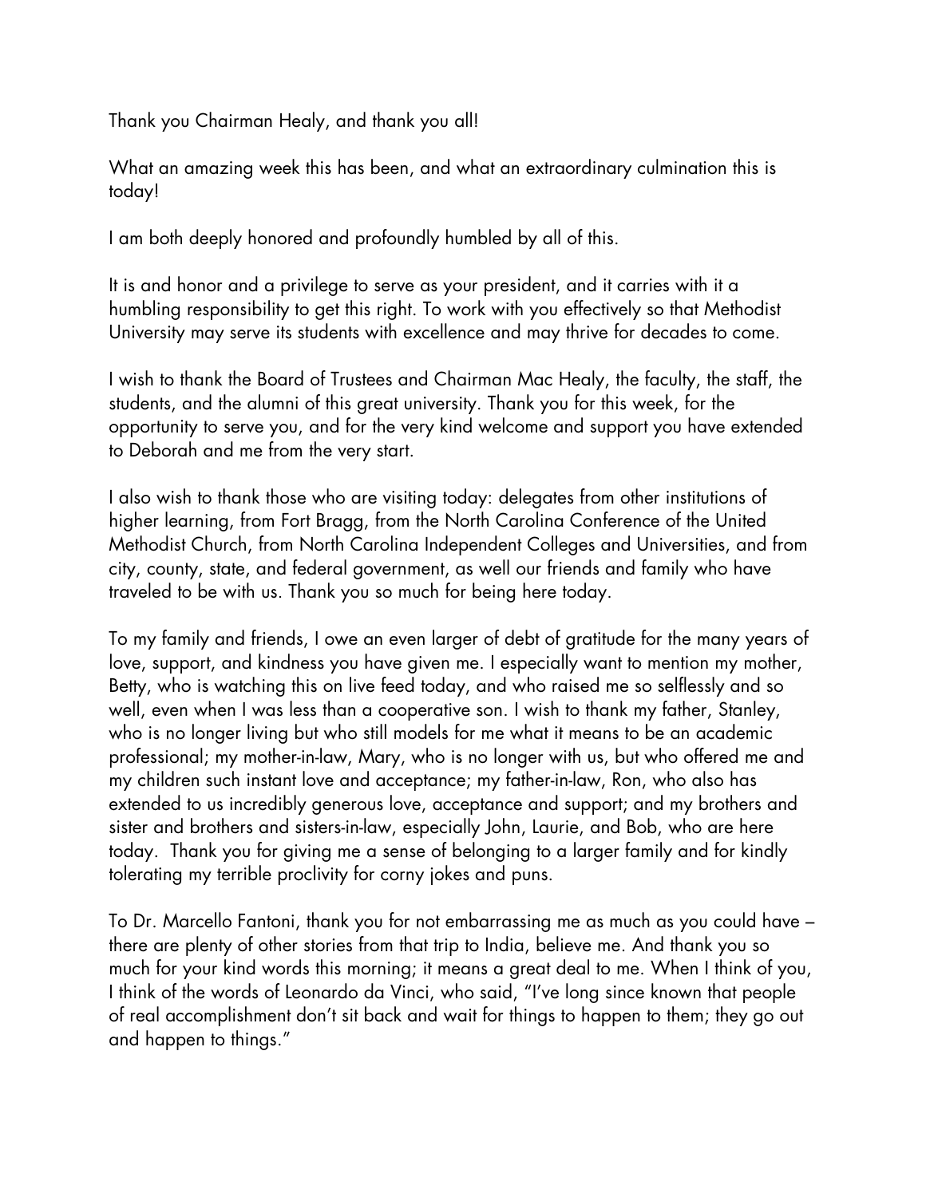Thank you Chairman Healy, and thank you all!

What an amazing week this has been, and what an extraordinary culmination this is today!

I am both deeply honored and profoundly humbled by all of this.

It is and honor and a privilege to serve as your president, and it carries with it a humbling responsibility to get this right. To work with you effectively so that Methodist University may serve its students with excellence and may thrive for decades to come.

I wish to thank the Board of Trustees and Chairman Mac Healy, the faculty, the staff, the students, and the alumni of this great university. Thank you for this week, for the opportunity to serve you, and for the very kind welcome and support you have extended to Deborah and me from the very start.

I also wish to thank those who are visiting today: delegates from other institutions of higher learning, from Fort Bragg, from the North Carolina Conference of the United Methodist Church, from North Carolina Independent Colleges and Universities, and from city, county, state, and federal government, as well our friends and family who have traveled to be with us. Thank you so much for being here today.

To my family and friends, I owe an even larger of debt of gratitude for the many years of love, support, and kindness you have given me. I especially want to mention my mother, Betty, who is watching this on live feed today, and who raised me so selflessly and so well, even when I was less than a cooperative son. I wish to thank my father, Stanley, who is no longer living but who still models for me what it means to be an academic professional; my mother-in-law, Mary, who is no longer with us, but who offered me and my children such instant love and acceptance; my father-in-law, Ron, who also has extended to us incredibly generous love, acceptance and support; and my brothers and sister and brothers and sisters-in-law, especially John, Laurie, and Bob, who are here today. Thank you for giving me a sense of belonging to a larger family and for kindly tolerating my terrible proclivity for corny jokes and puns.

To Dr. Marcello Fantoni, thank you for not embarrassing me as much as you could have – there are plenty of other stories from that trip to India, believe me. And thank you so much for your kind words this morning; it means a great deal to me. When I think of you, I think of the words of Leonardo da Vinci, who said, "I've long since known that people of real accomplishment don't sit back and wait for things to happen to them; they go out and happen to things."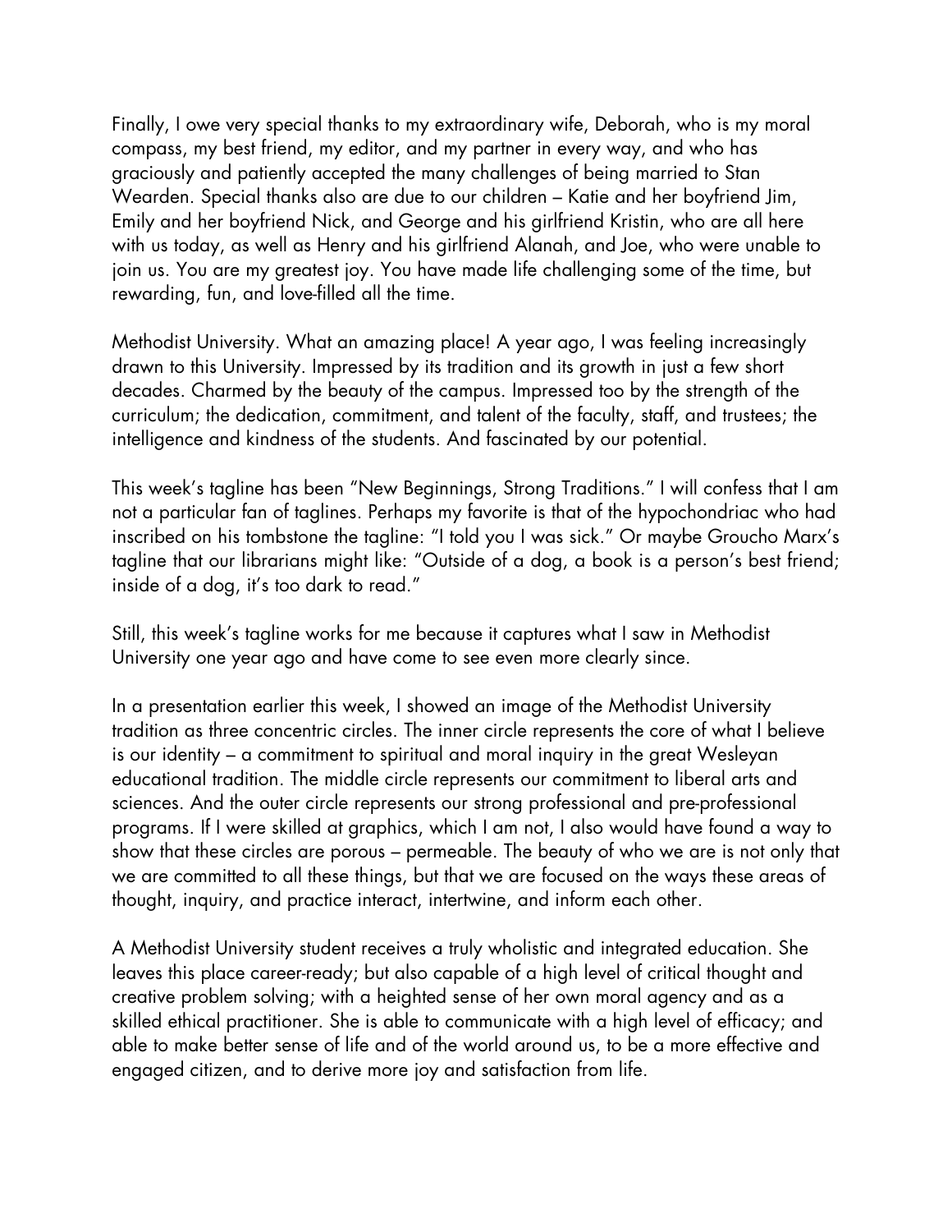Finally, I owe very special thanks to my extraordinary wife, Deborah, who is my moral compass, my best friend, my editor, and my partner in every way, and who has graciously and patiently accepted the many challenges of being married to Stan Wearden. Special thanks also are due to our children – Katie and her boyfriend Jim, Emily and her boyfriend Nick, and George and his girlfriend Kristin, who are all here with us today, as well as Henry and his girlfriend Alanah, and Joe, who were unable to join us. You are my greatest joy. You have made life challenging some of the time, but rewarding, fun, and love-filled all the time.

Methodist University. What an amazing place! A year ago, I was feeling increasingly drawn to this University. Impressed by its tradition and its growth in just a few short decades. Charmed by the beauty of the campus. Impressed too by the strength of the curriculum; the dedication, commitment, and talent of the faculty, staff, and trustees; the intelligence and kindness of the students. And fascinated by our potential.

This week's tagline has been "New Beginnings, Strong Traditions." I will confess that I am not a particular fan of taglines. Perhaps my favorite is that of the hypochondriac who had inscribed on his tombstone the tagline: "I told you I was sick." Or maybe Groucho Marx's tagline that our librarians might like: "Outside of a dog, a book is a person's best friend; inside of a dog, it's too dark to read."

Still, this week's tagline works for me because it captures what I saw in Methodist University one year ago and have come to see even more clearly since.

In a presentation earlier this week, I showed an image of the Methodist University tradition as three concentric circles. The inner circle represents the core of what I believe is our identity – a commitment to spiritual and moral inquiry in the great Wesleyan educational tradition. The middle circle represents our commitment to liberal arts and sciences. And the outer circle represents our strong professional and pre-professional programs. If I were skilled at graphics, which I am not, I also would have found a way to show that these circles are porous – permeable. The beauty of who we are is not only that we are committed to all these things, but that we are focused on the ways these areas of thought, inquiry, and practice interact, intertwine, and inform each other.

A Methodist University student receives a truly wholistic and integrated education. She leaves this place career-ready; but also capable of a high level of critical thought and creative problem solving; with a heighted sense of her own moral agency and as a skilled ethical practitioner. She is able to communicate with a high level of efficacy; and able to make better sense of life and of the world around us, to be a more effective and engaged citizen, and to derive more joy and satisfaction from life.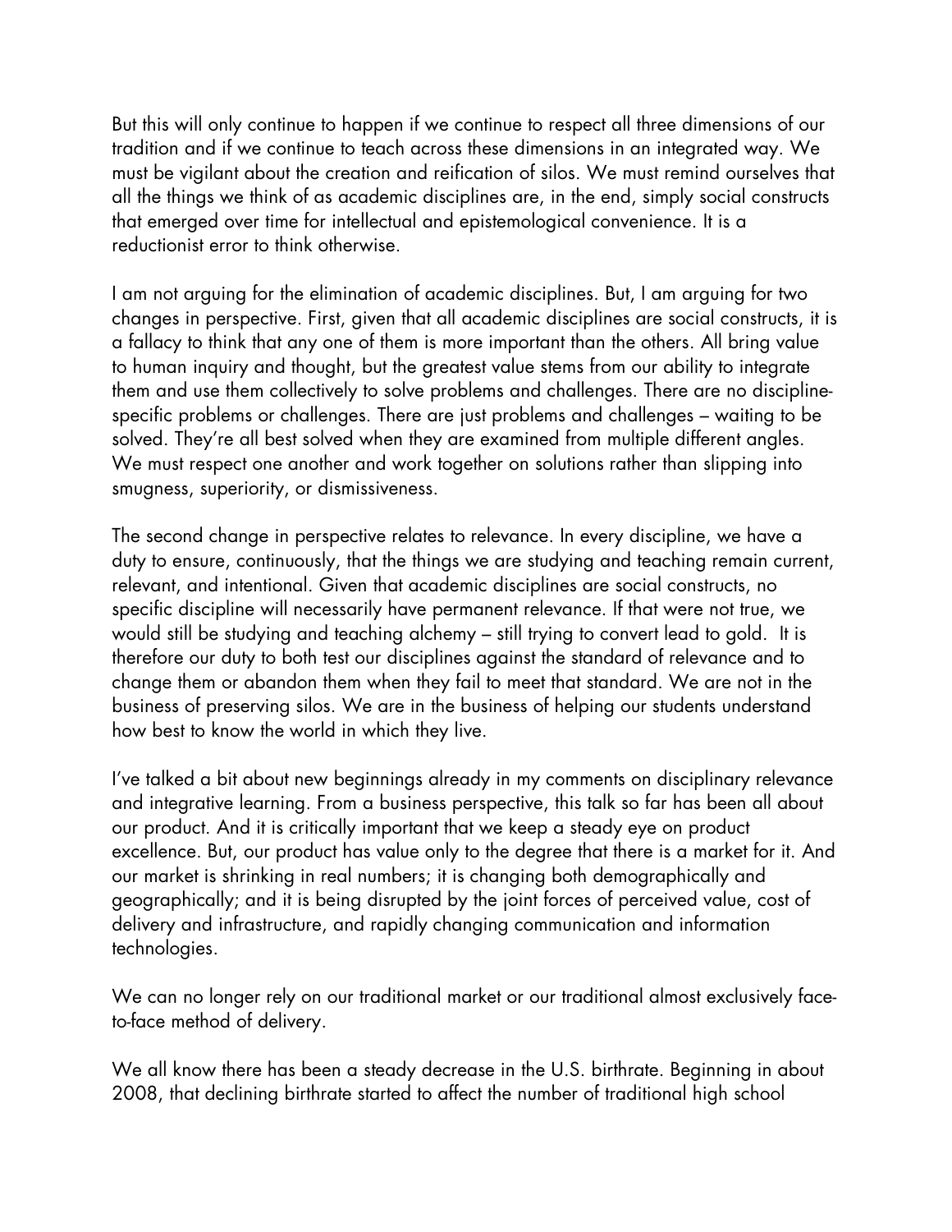But this will only continue to happen if we continue to respect all three dimensions of our tradition and if we continue to teach across these dimensions in an integrated way. We must be vigilant about the creation and reification of silos. We must remind ourselves that all the things we think of as academic disciplines are, in the end, simply social constructs that emerged over time for intellectual and epistemological convenience. It is a reductionist error to think otherwise.

I am not arguing for the elimination of academic disciplines. But, I am arguing for two changes in perspective. First, given that all academic disciplines are social constructs, it is a fallacy to think that any one of them is more important than the others. All bring value to human inquiry and thought, but the greatest value stems from our ability to integrate them and use them collectively to solve problems and challenges. There are no discipline-specific problems or challenges. There are just problems and challenges – waiting to be solved. They're all best solved when they are examined from multiple different angles. We must respect one another and work together on solutions rather than slipping into smugness, superiority, or dismissiveness.

The second change in perspective relates to relevance. In every discipline, we have a duty to ensure, continuously, that the things we are studying and teaching remain current, relevant, and intentional. Given that academic disciplines are social constructs, no specific discipline will necessarily have permanent relevance. If that were not true, we would still be studying and teaching alchemy – still trying to convert lead to gold. It is therefore our duty to both test our disciplines against the standard of relevance and to change them or abandon them when they fail to meet that standard. We are not in the business of preserving silos. We are in the business of helping our students understand how best to know the world in which they live.

I've talked a bit about new beginnings already in my comments on disciplinary relevance and integrative learning. From a business perspective, this talk so far has been all about our product. And it is critically important that we keep a steady eye on product excellence. But, our product has value only to the degree that there is a market for it. And our market is shrinking in real numbers; it is changing both demographically and geographically; and it is being disrupted by the joint forces of perceived value, cost of delivery and infrastructure, and rapidly changing communication and information technologies.

We can no longer rely on our traditional market or our traditional almost exclusively face-to-face method of delivery.

We all know there has been a steady decrease in the U.S. birthrate. Beginning in about 2008, that declining birthrate started to affect the number of traditional high school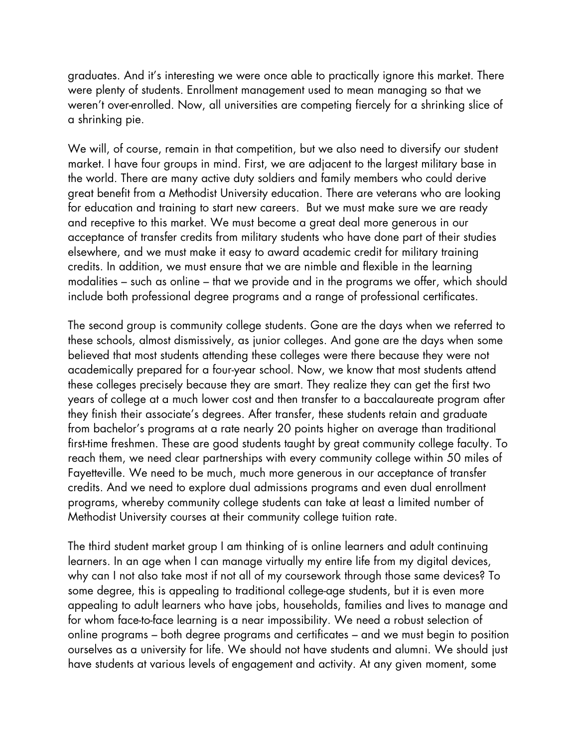graduates. And it's interesting we were once able to practically ignore this market. There were plenty of students. Enrollment management used to mean managing so that we weren't over-enrolled. Now, all universities are competing fiercely for a shrinking slice of a shrinking pie.

We will, of course, remain in that competition, but we also need to diversify our student market. I have four groups in mind. First, we are adjacent to the largest military base in the world. There are many active duty soldiers and family members who could derive great benefit from a Methodist University education. There are veterans who are looking for education and training to start new careers. But we must make sure we are ready and receptive to this market. We must become a great deal more generous in our acceptance of transfer credits from military students who have done part of their studies elsewhere, and we must make it easy to award academic credit for military training credits. In addition, we must ensure that we are nimble and flexible in the learning modalities – such as online – that we provide and in the programs we offer, which should include both professional degree programs and a range of professional certificates.

The second group is community college students. Gone are the days when we referred to these schools, almost dismissively, as junior colleges. And gone are the days when some believed that most students attending these colleges were there because they were not academically prepared for a four-year school. Now, we know that most students attend these colleges precisely because they are smart. They realize they can get the first two years of college at a much lower cost and then transfer to a baccalaureate program after they finish their associate's degrees. After transfer, these students retain and graduate from bachelor's programs at a rate nearly 20 points higher on average than traditional first-time freshmen. These are good students taught by great community college faculty. To reach them, we need clear partnerships with every community college within 50 miles of Fayetteville. We need to be much, much more generous in our acceptance of transfer credits. And we need to explore dual admissions programs and even dual enrollment programs, whereby community college students can take at least a limited number of Methodist University courses at their community college tuition rate.

The third student market group I am thinking of is online learners and adult continuing learners. In an age when I can manage virtually my entire life from my digital devices, why can I not also take most if not all of my coursework through those same devices? To some degree, this is appealing to traditional college-age students, but it is even more appealing to adult learners who have jobs, households, families and lives to manage and for whom face-to-face learning is a near impossibility. We need a robust selection of online programs – both degree programs and certificates – and we must begin to position ourselves as a university for life. We should not have students and alumni. We should just have students at various levels of engagement and activity. At any given moment, some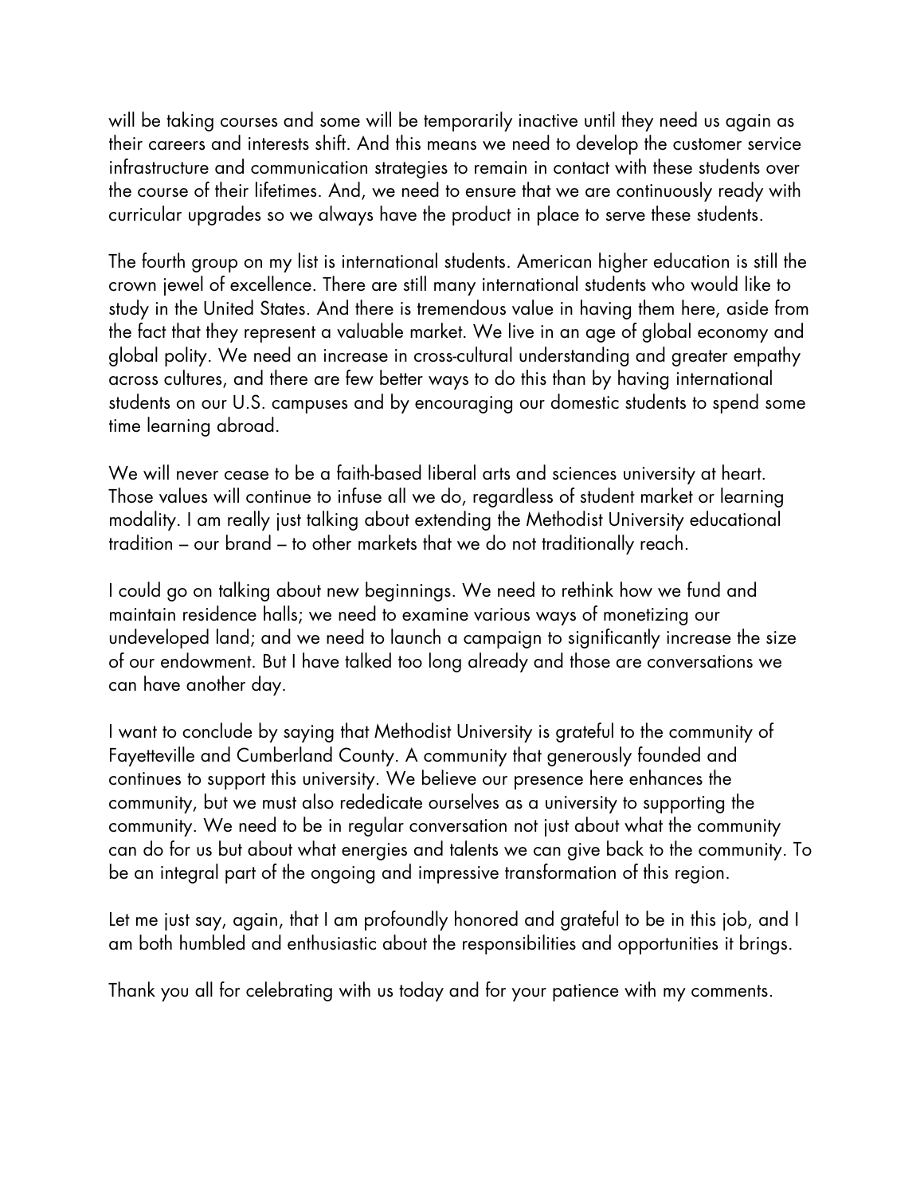will be taking courses and some will be temporarily inactive until they need us again as their careers and interests shift. And this means we need to develop the customer service infrastructure and communication strategies to remain in contact with these students over the course of their lifetimes. And, we need to ensure that we are continuously ready with curricular upgrades so we always have the product in place to serve these students.

The fourth group on my list is international students. American higher education is still the crown jewel of excellence. There are still many international students who would like to study in the United States. And there is tremendous value in having them here, aside from the fact that they represent a valuable market. We live in an age of global economy and global polity. We need an increase in cross-cultural understanding and greater empathy across cultures, and there are few better ways to do this than by having international students on our U.S. campuses and by encouraging our domestic students to spend some time learning abroad.

We will never cease to be a faith-based liberal arts and sciences university at heart. Those values will continue to infuse all we do, regardless of student market or learning modality. I am really just talking about extending the Methodist University educational tradition – our brand – to other markets that we do not traditionally reach.

I could go on talking about new beginnings. We need to rethink how we fund and maintain residence halls; we need to examine various ways of monetizing our undeveloped land; and we need to launch a campaign to significantly increase the size of our endowment. But I have talked too long already and those are conversations we can have another day.

I want to conclude by saying that Methodist University is grateful to the community of Fayetteville and Cumberland County. A community that generously founded and continues to support this university. We believe our presence here enhances the community, but we must also rededicate ourselves as a university to supporting the community. We need to be in regular conversation not just about what the community can do for us but about what energies and talents we can give back to the community. To be an integral part of the ongoing and impressive transformation of this region.

Let me just say, again, that I am profoundly honored and grateful to be in this job, and I am both humbled and enthusiastic about the responsibilities and opportunities it brings.

Thank you all for celebrating with us today and for your patience with my comments.